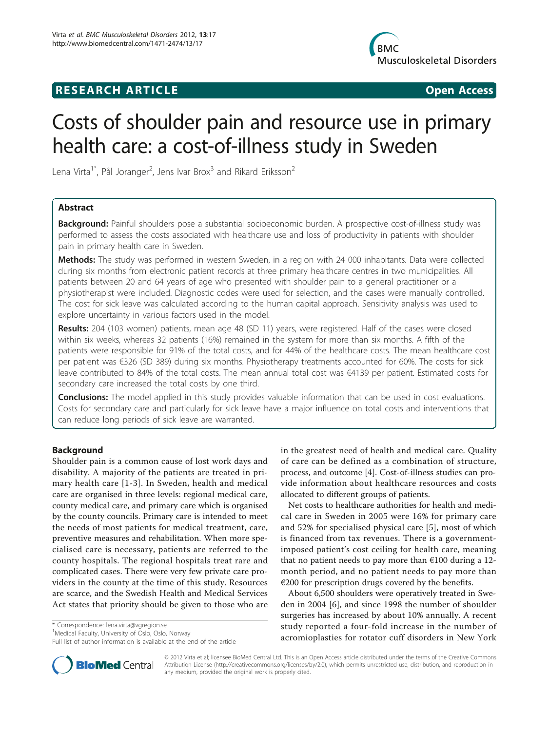RESEARCH ARTICLE Open Access

# Costs of shoulder pain and resource use in primary health care: a cost-of-illness study in Sweden

Lena Virta[1*], Pål Joranger[2], Jens Ivar Brox[3] and Rikard Eriksson[2]

## Abstract

**Background:** Painful shoulders pose a substantial socioeconomic burden. A prospective cost-of-illness study was performed to assess the costs associated with healthcare use and loss of productivity in patients with shoulder pain in primary health care in Sweden.

**Methods:** The study was performed in western Sweden, in a region with 24 000 inhabitants. Data were collected during six months from electronic patient records at three primary healthcare centres in two municipalities. All patients between 20 and 64 years of age who presented with shoulder pain to a general practitioner or a physiotherapist were included. Diagnostic codes were used for selection, and the cases were manually controlled. The cost for sick leave was calculated according to the human capital approach. Sensitivity analysis was used to explore uncertainty in various factors used in the model.

**Results:** 204 (103 women) patients, mean age 48 (SD 11) years, were registered. Half of the cases were closed within six weeks, whereas 32 patients (16%) remained in the system for more than six months. A fifth of the patients were responsible for 91% of the total costs, and for 44% of the healthcare costs. The mean healthcare cost per patient was €326 (SD 389) during six months. Physiotherapy treatments accounted for 60%. The costs for sick leave contributed to 84% of the total costs. The mean annual total cost was €4139 per patient. Estimated costs for secondary care increased the total costs by one third.

**Conclusions:** The model applied in this study provides valuable information that can be used in cost evaluations. Costs for secondary care and particularly for sick leave have a major influence on total costs and interventions that can reduce long periods of sick leave are warranted.

## Background

Shoulder pain is a common cause of lost work days and disability. A majority of the patients are treated in primary health care [1-3]. In Sweden, health and medical care are organised in three levels: regional medical care, county medical care, and primary care which is organised by the county councils. Primary care is intended to meet the needs of most patients for medical treatment, care, preventive measures and rehabilitation. When more specialised care is necessary, patients are referred to the county hospitals. The regional hospitals treat rare and complicated cases. There were very few private care providers in the county at the time of this study. Resources are scarce, and the Swedish Health and Medical Services Act states that priority should be given to those who are in the greatest need of health and medical care. Quality of care can be defined as a combination of structure, process, and outcome [4]. Cost-of-illness studies can provide information about healthcare resources and costs allocated to different groups of patients.

Net costs to healthcare authorities for health and medical care in Sweden in 2005 were 16% for primary care and 52% for specialised physical care [5], most of which is financed from tax revenues. There is a government-imposed patient's cost ceiling for health care, meaning that no patient needs to pay more than €100 during a 12-month period, and no patient needs to pay more than €200 for prescription drugs covered by the benefits.

About 6,500 shoulders were operatively treated in Sweden in 2004 [6], and since 1998 the number of shoulder surgeries has increased by about 10% annually. A recent study reported a four-fold increase in the number of acromioplasties for rotator cuff disorders in New York

* Correspondence: lena.virta@vgregion.se
[1]Medical Faculty, University of Oslo, Oslo, Norway
Full list of author information is available at the end of the article

© 2012 Virta et al; licensee BioMed Central Ltd. This is an Open Access article distributed under the terms of the Creative Commons Attribution License (http://creativecommons.org/licenses/by/2.0), which permits unrestricted use, distribution, and reproduction in any medium, provided the original work is properly cited.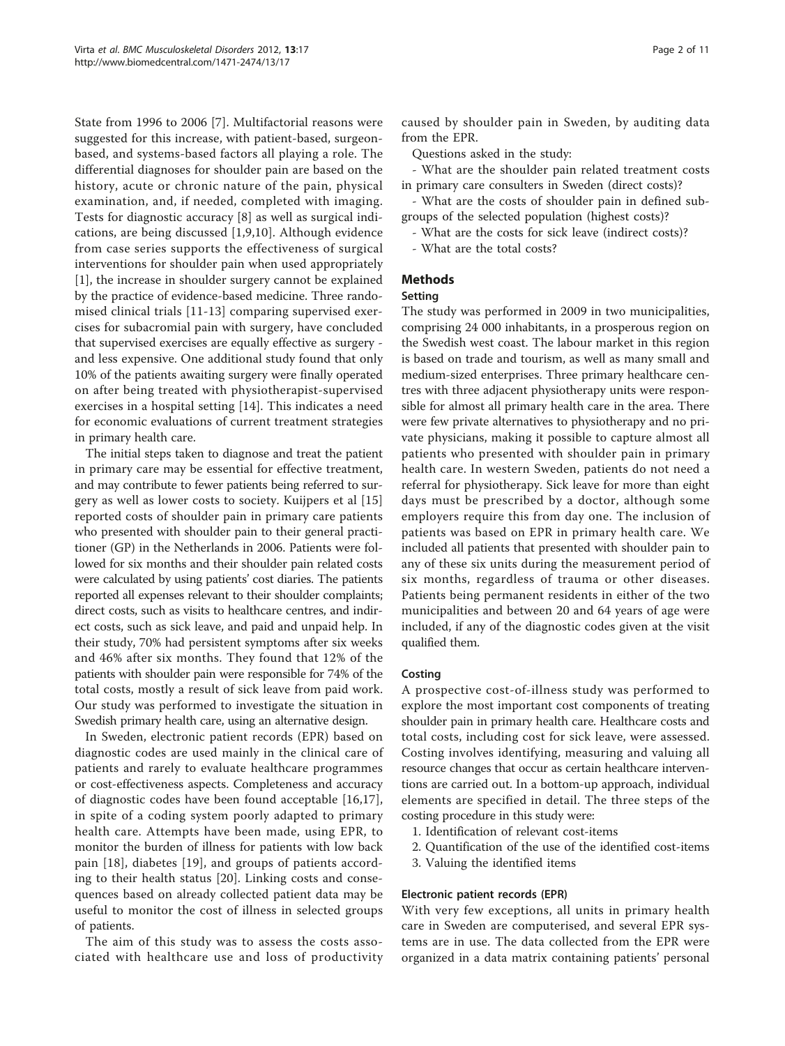State from 1996 to 2006 [7]. Multifactorial reasons were suggested for this increase, with patient-based, surgeon-based, and systems-based factors all playing a role. The differential diagnoses for shoulder pain are based on the history, acute or chronic nature of the pain, physical examination, and, if needed, completed with imaging. Tests for diagnostic accuracy [8] as well as surgical indications, are being discussed [1,9,10]. Although evidence from case series supports the effectiveness of surgical interventions for shoulder pain when used appropriately [1], the increase in shoulder surgery cannot be explained by the practice of evidence-based medicine. Three randomised clinical trials [11-13] comparing supervised exercises for subacromial pain with surgery, have concluded that supervised exercises are equally effective as surgery - and less expensive. One additional study found that only 10% of the patients awaiting surgery were finally operated on after being treated with physiotherapist-supervised exercises in a hospital setting [14]. This indicates a need for economic evaluations of current treatment strategies in primary health care.

The initial steps taken to diagnose and treat the patient in primary care may be essential for effective treatment, and may contribute to fewer patients being referred to surgery as well as lower costs to society. Kuijpers et al [15] reported costs of shoulder pain in primary care patients who presented with shoulder pain to their general practitioner (GP) in the Netherlands in 2006. Patients were followed for six months and their shoulder pain related costs were calculated by using patients' cost diaries. The patients reported all expenses relevant to their shoulder complaints; direct costs, such as visits to healthcare centres, and indirect costs, such as sick leave, and paid and unpaid help. In their study, 70% had persistent symptoms after six weeks and 46% after six months. They found that 12% of the patients with shoulder pain were responsible for 74% of the total costs, mostly a result of sick leave from paid work. Our study was performed to investigate the situation in Swedish primary health care, using an alternative design.

In Sweden, electronic patient records (EPR) based on diagnostic codes are used mainly in the clinical care of patients and rarely to evaluate healthcare programmes or cost-effectiveness aspects. Completeness and accuracy of diagnostic codes have been found acceptable [16,17], in spite of a coding system poorly adapted to primary health care. Attempts have been made, using EPR, to monitor the burden of illness for patients with low back pain [18], diabetes [19], and groups of patients according to their health status [20]. Linking costs and consequences based on already collected patient data may be useful to monitor the cost of illness in selected groups of patients.

The aim of this study was to assess the costs associated with healthcare use and loss of productivity caused by shoulder pain in Sweden, by auditing data from the EPR.

Questions asked in the study:

- What are the shoulder pain related treatment costs in primary care consulters in Sweden (direct costs)?
- What are the costs of shoulder pain in defined subgroups of the selected population (highest costs)?
- What are the costs for sick leave (indirect costs)?
- What are the total costs?

## Methods

### Setting

The study was performed in 2009 in two municipalities, comprising 24 000 inhabitants, in a prosperous region on the Swedish west coast. The labour market in this region is based on trade and tourism, as well as many small and medium-sized enterprises. Three primary healthcare centres with three adjacent physiotherapy units were responsible for almost all primary health care in the area. There were few private alternatives to physiotherapy and no private physicians, making it possible to capture almost all patients who presented with shoulder pain in primary health care. In western Sweden, patients do not need a referral for physiotherapy. Sick leave for more than eight days must be prescribed by a doctor, although some employers require this from day one. The inclusion of patients was based on EPR in primary health care. We included all patients that presented with shoulder pain to any of these six units during the measurement period of six months, regardless of trauma or other diseases. Patients being permanent residents in either of the two municipalities and between 20 and 64 years of age were included, if any of the diagnostic codes given at the visit qualified them.

### Costing

A prospective cost-of-illness study was performed to explore the most important cost components of treating shoulder pain in primary health care. Healthcare costs and total costs, including cost for sick leave, were assessed. Costing involves identifying, measuring and valuing all resource changes that occur as certain healthcare interventions are carried out. In a bottom-up approach, individual elements are specified in detail. The three steps of the costing procedure in this study were:

1. Identification of relevant cost-items
2. Quantification of the use of the identified cost-items
3. Valuing the identified items

### Electronic patient records (EPR)

With very few exceptions, all units in primary health care in Sweden are computerised, and several EPR systems are in use. The data collected from the EPR were organized in a data matrix containing patients' personal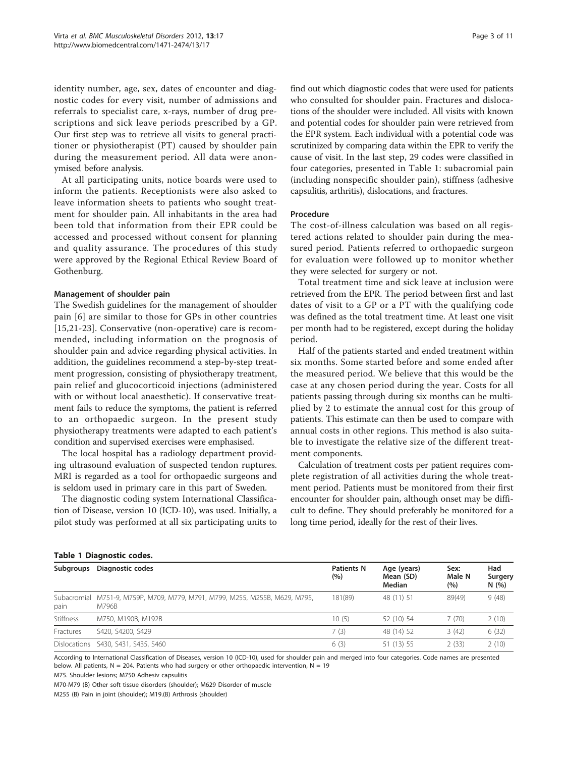identity number, age, sex, dates of encounter and diagnostic codes for every visit, number of admissions and referrals to specialist care, x-rays, number of drug prescriptions and sick leave periods prescribed by a GP. Our first step was to retrieve all visits to general practitioner or physiotherapist (PT) caused by shoulder pain during the measurement period. All data were anonymised before analysis.

At all participating units, notice boards were used to inform the patients. Receptionists were also asked to leave information sheets to patients who sought treatment for shoulder pain. All inhabitants in the area had been told that information from their EPR could be accessed and processed without consent for planning and quality assurance. The procedures of this study were approved by the Regional Ethical Review Board of Gothenburg.

### Management of shoulder pain

The Swedish guidelines for the management of shoulder pain [6] are similar to those for GPs in other countries [15,21-23]. Conservative (non-operative) care is recommended, including information on the prognosis of shoulder pain and advice regarding physical activities. In addition, the guidelines recommend a step-by-step treatment progression, consisting of physiotherapy treatment, pain relief and glucocorticoid injections (administered with or without local anaesthetic). If conservative treatment fails to reduce the symptoms, the patient is referred to an orthopaedic surgeon. In the present study physiotherapy treatments were adapted to each patient's condition and supervised exercises were emphasised.

The local hospital has a radiology department providing ultrasound evaluation of suspected tendon ruptures. MRI is regarded as a tool for orthopaedic surgeons and is seldom used in primary care in this part of Sweden.

The diagnostic coding system International Classification of Disease, version 10 (ICD-10), was used. Initially, a pilot study was performed at all six participating units to find out which diagnostic codes that were used for patients who consulted for shoulder pain. Fractures and dislocations of the shoulder were included. All visits with known and potential codes for shoulder pain were retrieved from the EPR system. Each individual with a potential code was scrutinized by comparing data within the EPR to verify the cause of visit. In the last step, 29 codes were classified in four categories, presented in Table 1: subacromial pain (including nonspecific shoulder pain), stiffness (adhesive capsulitis, arthritis), dislocations, and fractures.

### Procedure

The cost-of-illness calculation was based on all registered actions related to shoulder pain during the measured period. Patients referred to orthopaedic surgeon for evaluation were followed up to monitor whether they were selected for surgery or not.

Total treatment time and sick leave at inclusion were retrieved from the EPR. The period between first and last dates of visit to a GP or a PT with the qualifying code was defined as the total treatment time. At least one visit per month had to be registered, except during the holiday period.

Half of the patients started and ended treatment within six months. Some started before and some ended after the measured period. We believe that this would be the case at any chosen period during the year. Costs for all patients passing through during six months can be multiplied by 2 to estimate the annual cost for this group of patients. This estimate can then be used to compare with annual costs in other regions. This method is also suitable to investigate the relative size of the different treatment components.

Calculation of treatment costs per patient requires complete registration of all activities during the whole treatment period. Patients must be monitored from their first encounter for shoulder pain, although onset may be difficult to define. They should preferably be monitored for a long time period, ideally for the rest of their lives.

**Table 1 Diagnostic codes.**

| Subgroups | Diagnostic codes | Patients N (%) | Age (years) Mean (SD) Median | Sex: Male N (%) | Had Surgery N (%) |
|---|---|---|---|---|---|
| Subacromial pain | M751-9, M759P, M709, M779, M791, M799, M255, M255B, M629, M795, M796B | 181(89) | 48 (11) 51 | 89(49) | 9 (48) |
| Stiffness | M750, M190B, M192B | 10 (5) | 52 (10) 54 | 7 (70) | 2 (10) |
| Fractures | S420, S4200, S429 | 7 (3) | 48 (14) 52 | 3 (42) | 6 (32) |
| Dislocations | S430, S431, S435, S460 | 6 (3) | 51 (13) 55 | 2 (33) | 2 (10) |

According to International Classification of Diseases, version 10 (ICD-10), used for shoulder pain and merged into four categories. Code names are presented below. All patients, N = 204. Patients who had surgery or other orthopaedic intervention, N = 19

M75. Shoulder lesions; M750 Adhesiv capsulitis

M70-M79 (B) Other soft tissue disorders (shoulder); M629 Disorder of muscle

M255 (B) Pain in joint (shoulder); M19.(B) Arthrosis (shoulder)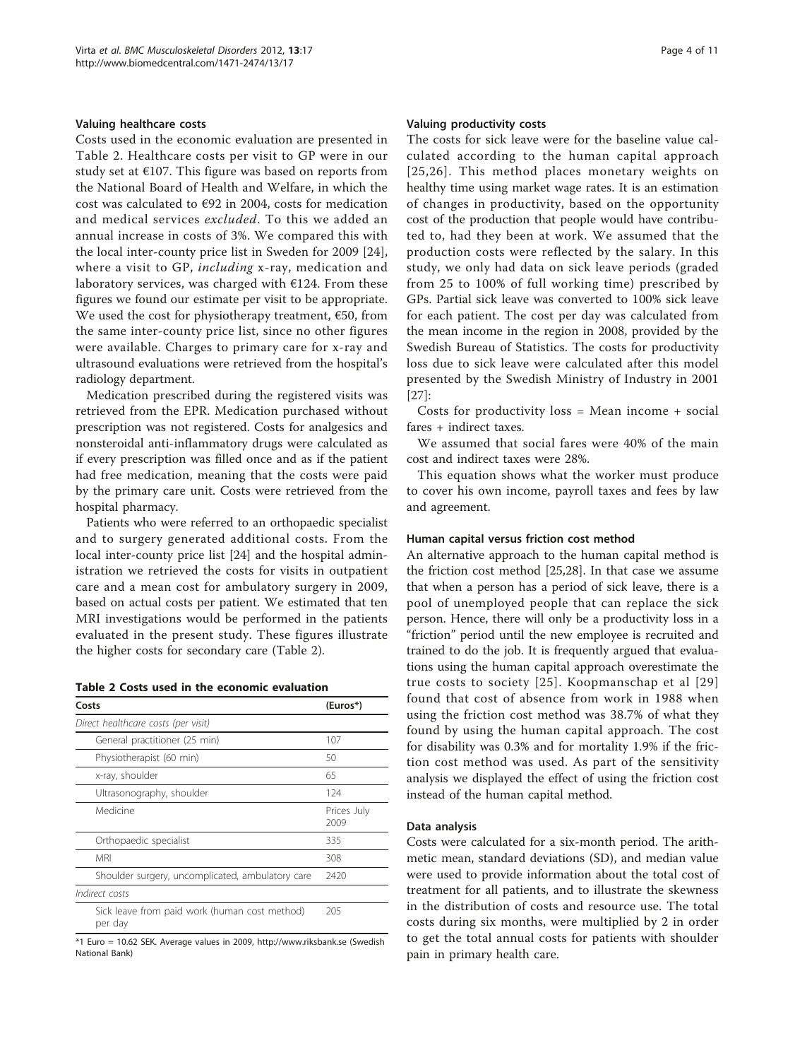### Valuing healthcare costs

Costs used in the economic evaluation are presented in Table 2. Healthcare costs per visit to GP were in our study set at €107. This figure was based on reports from the National Board of Health and Welfare, in which the cost was calculated to €92 in 2004, costs for medication and medical services *excluded*. To this we added an annual increase in costs of 3%. We compared this with the local inter-county price list in Sweden for 2009 [24], where a visit to GP, *including* x-ray, medication and laboratory services, was charged with €124. From these figures we found our estimate per visit to be appropriate. We used the cost for physiotherapy treatment, €50, from the same inter-county price list, since no other figures were available. Charges to primary care for x-ray and ultrasound evaluations were retrieved from the hospital's radiology department.

Medication prescribed during the registered visits was retrieved from the EPR. Medication purchased without prescription was not registered. Costs for analgesics and nonsteroidal anti-inflammatory drugs were calculated as if every prescription was filled once and as if the patient had free medication, meaning that the costs were paid by the primary care unit. Costs were retrieved from the hospital pharmacy.

Patients who were referred to an orthopaedic specialist and to surgery generated additional costs. From the local inter-county price list [24] and the hospital administration we retrieved the costs for visits in outpatient care and a mean cost for ambulatory surgery in 2009, based on actual costs per patient. We estimated that ten MRI investigations would be performed in the patients evaluated in the present study. These figures illustrate the higher costs for secondary care (Table 2).

**Table 2 Costs used in the economic evaluation**

| Costs | (Euros*) |
|---|---|
| *Direct healthcare costs (per visit)* | |
| General practitioner (25 min) | 107 |
| Physiotherapist (60 min) | 50 |
| x-ray, shoulder | 65 |
| Ultrasonography, shoulder | 124 |
| Medicine | Prices July 2009 |
| Orthopaedic specialist | 335 |
| MRI | 308 |
| Shoulder surgery, uncomplicated, ambulatory care | 2420 |
| *Indirect costs* | |
| Sick leave from paid work (human cost method) per day | 205 |

*1 Euro = 10.62 SEK. Average values in 2009, http://www.riksbank.se (Swedish National Bank)

### Valuing productivity costs

The costs for sick leave were for the baseline value calculated according to the human capital approach [25,26]. This method places monetary weights on healthy time using market wage rates. It is an estimation of changes in productivity, based on the opportunity cost of the production that people would have contributed to, had they been at work. We assumed that the production costs were reflected by the salary. In this study, we only had data on sick leave periods (graded from 25 to 100% of full working time) prescribed by GPs. Partial sick leave was converted to 100% sick leave for each patient. The cost per day was calculated from the mean income in the region in 2008, provided by the Swedish Bureau of Statistics. The costs for productivity loss due to sick leave were calculated after this model presented by the Swedish Ministry of Industry in 2001 [27]:

Costs for productivity loss = Mean income + social fares + indirect taxes.

We assumed that social fares were 40% of the main cost and indirect taxes were 28%.

This equation shows what the worker must produce to cover his own income, payroll taxes and fees by law and agreement.

### Human capital versus friction cost method

An alternative approach to the human capital method is the friction cost method [25,28]. In that case we assume that when a person has a period of sick leave, there is a pool of unemployed people that can replace the sick person. Hence, there will only be a productivity loss in a "friction" period until the new employee is recruited and trained to do the job. It is frequently argued that evaluations using the human capital approach overestimate the true costs to society [25]. Koopmanschap et al [29] found that cost of absence from work in 1988 when using the friction cost method was 38.7% of what they found by using the human capital approach. The cost for disability was 0.3% and for mortality 1.9% if the friction cost method was used. As part of the sensitivity analysis we displayed the effect of using the friction cost instead of the human capital method.

### Data analysis

Costs were calculated for a six-month period. The arithmetic mean, standard deviations (SD), and median value were used to provide information about the total cost of treatment for all patients, and to illustrate the skewness in the distribution of costs and resource use. The total costs during six months, were multiplied by 2 in order to get the total annual costs for patients with shoulder pain in primary health care.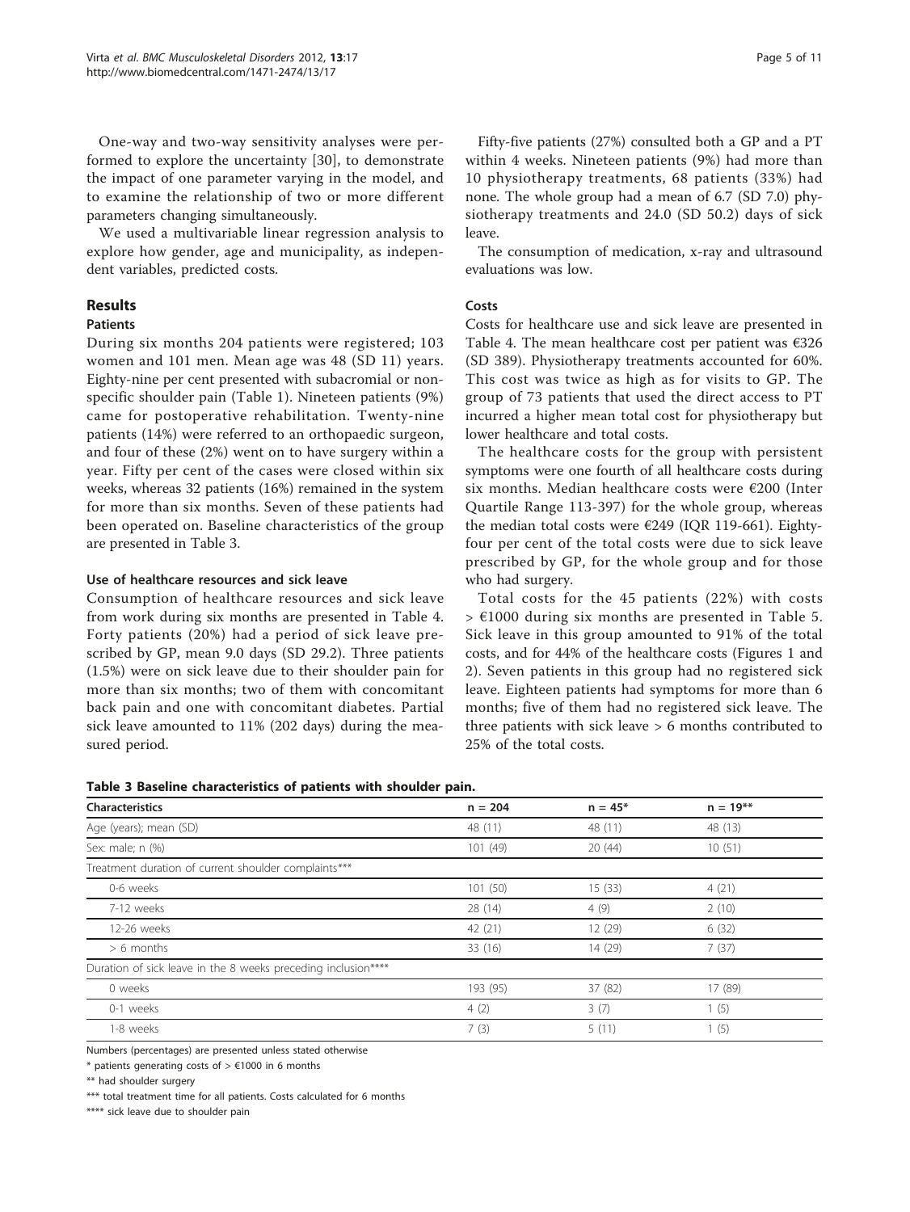One-way and two-way sensitivity analyses were performed to explore the uncertainty [30], to demonstrate the impact of one parameter varying in the model, and to examine the relationship of two or more different parameters changing simultaneously.

We used a multivariable linear regression analysis to explore how gender, age and municipality, as independent variables, predicted costs.

## Results

### Patients

During six months 204 patients were registered; 103 women and 101 men. Mean age was 48 (SD 11) years. Eighty-nine per cent presented with subacromial or non-specific shoulder pain (Table 1). Nineteen patients (9%) came for postoperative rehabilitation. Twenty-nine patients (14%) were referred to an orthopaedic surgeon, and four of these (2%) went on to have surgery within a year. Fifty per cent of the cases were closed within six weeks, whereas 32 patients (16%) remained in the system for more than six months. Seven of these patients had been operated on. Baseline characteristics of the group are presented in Table 3.

#### Use of healthcare resources and sick leave

Consumption of healthcare resources and sick leave from work during six months are presented in Table 4. Forty patients (20%) had a period of sick leave prescribed by GP, mean 9.0 days (SD 29.2). Three patients (1.5%) were on sick leave due to their shoulder pain for more than six months; two of them with concomitant back pain and one with concomitant diabetes. Partial sick leave amounted to 11% (202 days) during the measured period.

Fifty-five patients (27%) consulted both a GP and a PT within 4 weeks. Nineteen patients (9%) had more than 10 physiotherapy treatments, 68 patients (33%) had none. The whole group had a mean of 6.7 (SD 7.0) physiotherapy treatments and 24.0 (SD 50.2) days of sick leave.

The consumption of medication, x-ray and ultrasound evaluations was low.

### Costs

Costs for healthcare use and sick leave are presented in Table 4. The mean healthcare cost per patient was €326 (SD 389). Physiotherapy treatments accounted for 60%. This cost was twice as high as for visits to GP. The group of 73 patients that used the direct access to PT incurred a higher mean total cost for physiotherapy but lower healthcare and total costs.

The healthcare costs for the group with persistent symptoms were one fourth of all healthcare costs during six months. Median healthcare costs were €200 (Inter Quartile Range 113-397) for the whole group, whereas the median total costs were €249 (IQR 119-661). Eighty-four per cent of the total costs were due to sick leave prescribed by GP, for the whole group and for those who had surgery.

Total costs for the 45 patients (22%) with costs > €1000 during six months are presented in Table 5. Sick leave in this group amounted to 91% of the total costs, and for 44% of the healthcare costs (Figures 1 and 2). Seven patients in this group had no registered sick leave. Eighteen patients had symptoms for more than 6 months; five of them had no registered sick leave. The three patients with sick leave > 6 months contributed to 25% of the total costs.

**Table 3 Baseline characteristics of patients with shoulder pain.**

| Characteristics | n = 204 | n = 45* | n = 19** |
|---|---|---|---|
| Age (years); mean (SD) | 48 (11) | 48 (11) | 48 (13) |
| Sex: male; n (%) | 101 (49) | 20 (44) | 10 (51) |
| Treatment duration of current shoulder complaints*** | | | |
| 0-6 weeks | 101 (50) | 15 (33) | 4 (21) |
| 7-12 weeks | 28 (14) | 4 (9) | 2 (10) |
| 12-26 weeks | 42 (21) | 12 (29) | 6 (32) |
| > 6 months | 33 (16) | 14 (29) | 7 (37) |
| Duration of sick leave in the 8 weeks preceding inclusion**** | | | |
| 0 weeks | 193 (95) | 37 (82) | 17 (89) |
| 0-1 weeks | 4 (2) | 3 (7) | 1 (5) |
| 1-8 weeks | 7 (3) | 5 (11) | 1 (5) |

Numbers (percentages) are presented unless stated otherwise

* patients generating costs of > €1000 in 6 months

** had shoulder surgery

*** total treatment time for all patients. Costs calculated for 6 months

**** sick leave due to shoulder pain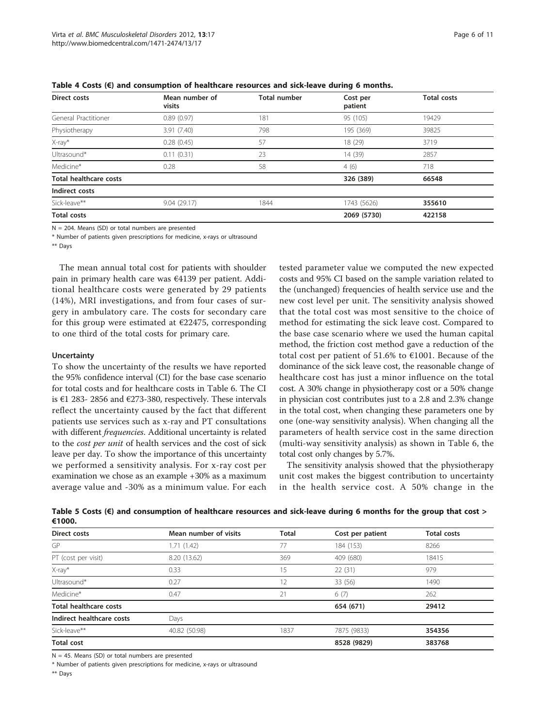**Table 4 Costs (€) and consumption of healthcare resources and sick-leave during 6 months.**

| Direct costs | Mean number of visits | Total number | Cost per patient | Total costs |
|---|---|---|---|---|
| General Practitioner | 0.89 (0.97) | 181 | 95 (105) | 19429 |
| Physiotherapy | 3.91 (7.40) | 798 | 195 (369) | 39825 |
| X-ray* | 0.28 (0.45) | 57 | 18 (29) | 3719 |
| Ultrasound* | 0.11 (0.31) | 23 | 14 (39) | 2857 |
| Medicine* | 0.28 | 58 | 4 (6) | 718 |
| **Total healthcare costs** | | | 326 (389) | 66548 |
| **Indirect costs** | | | | |
| Sick-leave** | 9.04 (29.17) | 1844 | 1743 (5626) | **355610** |
| **Total costs** | | | 2069 (5730) | 422158 |

N = 204. Means (SD) or total numbers are presented

* Number of patients given prescriptions for medicine, x-rays or ultrasound

** Days

The mean annual total cost for patients with shoulder pain in primary health care was €4139 per patient. Additional healthcare costs were generated by 29 patients (14%), MRI investigations, and from four cases of surgery in ambulatory care. The costs for secondary care for this group were estimated at €22475, corresponding to one third of the total costs for primary care.

### Uncertainty

To show the uncertainty of the results we have reported the 95% confidence interval (CI) for the base case scenario for total costs and for healthcare costs in Table 6. The CI is €1 283- 2856 and €273-380, respectively. These intervals reflect the uncertainty caused by the fact that different patients use services such as x-ray and PT consultations with different *frequencies*. Additional uncertainty is related to the *cost per unit* of health services and the cost of sick leave per day. To show the importance of this uncertainty we performed a sensitivity analysis. For x-ray cost per examination we chose as an example +30% as a maximum average value and -30% as a minimum value. For each tested parameter value we computed the new expected costs and 95% CI based on the sample variation related to the (unchanged) frequencies of health service use and the new cost level per unit. The sensitivity analysis showed that the total cost was most sensitive to the choice of method for estimating the sick leave cost. Compared to the base case scenario where we used the human capital method, the friction cost method gave a reduction of the total cost per patient of 51.6% to €1001. Because of the dominance of the sick leave cost, the reasonable change of healthcare cost has just a minor influence on the total cost. A 30% change in physiotherapy cost or a 50% change in physician cost contributes just to a 2.8 and 2.3% change in the total cost, when changing these parameters one by one (one-way sensitivity analysis). When changing all the parameters of health service cost in the same direction (multi-way sensitivity analysis) as shown in Table 6, the total cost only changes by 5.7%.

The sensitivity analysis showed that the physiotherapy unit cost makes the biggest contribution to uncertainty in the health service cost. A 50% change in the

**Table 5 Costs (€) and consumption of healthcare resources and sick-leave during 6 months for the group that cost > €1000.**

| Direct costs | Mean number of visits | Total | Cost per patient | Total costs |
|---|---|---|---|---|
| GP | 1.71 (1.42) | 77 | 184 (153) | 8266 |
| PT (cost per visit) | 8.20 (13.62) | 369 | 409 (680) | 18415 |
| X-ray* | 0.33 | 15 | 22 (31) | 979 |
| Ultrasound* | 0.27 | 12 | 33 (56) | 1490 |
| Medicine* | 0.47 | 21 | 6 (7) | 262 |
| **Total healthcare costs** | | | 654 (671) | 29412 |
| **Indirect healthcare costs** | Days | | | |
| Sick-leave** | 40.82 (50.98) | 1837 | 7875 (9833) | **354356** |
| **Total cost** | | | 8528 (9829) | 383768 |

N = 45. Means (SD) or total numbers are presented

* Number of patients given prescriptions for medicine, x-rays or ultrasound

** Days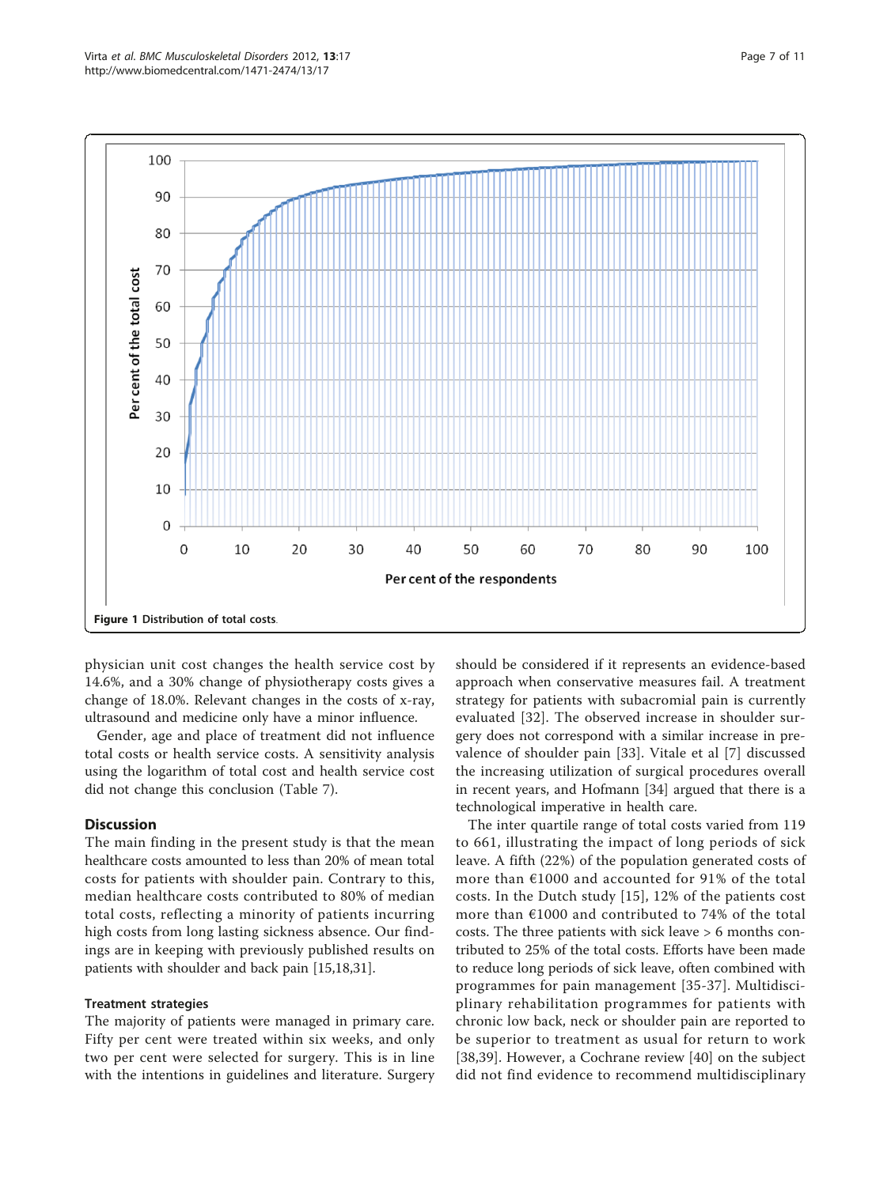Figure 1 Distribution of total costs.

physician unit cost changes the health service cost by 14.6%, and a 30% change of physiotherapy costs gives a change of 18.0%. Relevant changes in the costs of x-ray, ultrasound and medicine only have a minor influence.

Gender, age and place of treatment did not influence total costs or health service costs. A sensitivity analysis using the logarithm of total cost and health service cost did not change this conclusion (Table 7).

## Discussion

The main finding in the present study is that the mean healthcare costs amounted to less than 20% of mean total costs for patients with shoulder pain. Contrary to this, median healthcare costs contributed to 80% of median total costs, reflecting a minority of patients incurring high costs from long lasting sickness absence. Our findings are in keeping with previously published results on patients with shoulder and back pain [15,18,31].

### Treatment strategies

The majority of patients were managed in primary care. Fifty per cent were treated within six weeks, and only two per cent were selected for surgery. This is in line with the intentions in guidelines and literature. Surgery should be considered if it represents an evidence-based approach when conservative measures fail. A treatment strategy for patients with subacromial pain is currently evaluated [32]. The observed increase in shoulder surgery does not correspond with a similar increase in prevalence of shoulder pain [33]. Vitale et al [7] discussed the increasing utilization of surgical procedures overall in recent years, and Hofmann [34] argued that there is a technological imperative in health care.

The inter quartile range of total costs varied from 119 to 661, illustrating the impact of long periods of sick leave. A fifth (22%) of the population generated costs of more than €1000 and accounted for 91% of the total costs. In the Dutch study [15], 12% of the patients cost more than €1000 and contributed to 74% of the total costs. The three patients with sick leave > 6 months contributed to 25% of the total costs. Efforts have been made to reduce long periods of sick leave, often combined with programmes for pain management [35-37]. Multidisciplinary rehabilitation programmes for patients with chronic low back, neck or shoulder pain are reported to be superior to treatment as usual for return to work [38,39]. However, a Cochrane review [40] on the subject did not find evidence to recommend multidisciplinary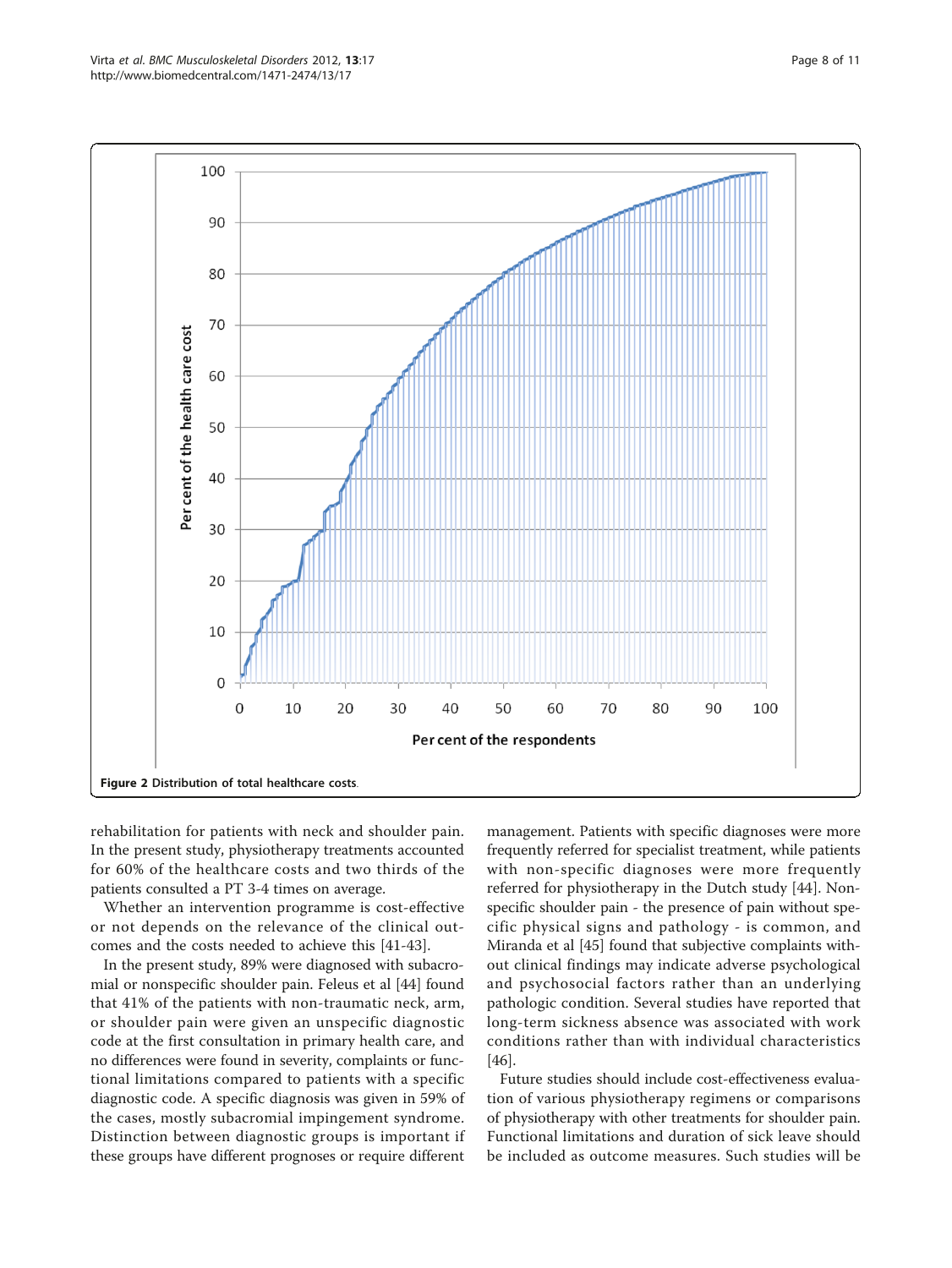Figure 2 Distribution of total healthcare costs.

rehabilitation for patients with neck and shoulder pain. In the present study, physiotherapy treatments accounted for 60% of the healthcare costs and two thirds of the patients consulted a PT 3-4 times on average.

Whether an intervention programme is cost-effective or not depends on the relevance of the clinical outcomes and the costs needed to achieve this [41-43].

In the present study, 89% were diagnosed with subacromial or nonspecific shoulder pain. Feleus et al [44] found that 41% of the patients with non-traumatic neck, arm, or shoulder pain were given an unspecific diagnostic code at the first consultation in primary health care, and no differences were found in severity, complaints or functional limitations compared to patients with a specific diagnostic code. A specific diagnosis was given in 59% of the cases, mostly subacromial impingement syndrome. Distinction between diagnostic groups is important if these groups have different prognoses or require different management. Patients with specific diagnoses were more frequently referred for specialist treatment, while patients with non-specific diagnoses were more frequently referred for physiotherapy in the Dutch study [44]. Non-specific shoulder pain - the presence of pain without specific physical signs and pathology - is common, and Miranda et al [45] found that subjective complaints without clinical findings may indicate adverse psychological and psychosocial factors rather than an underlying pathologic condition. Several studies have reported that long-term sickness absence was associated with work conditions rather than with individual characteristics [46].

Future studies should include cost-effectiveness evaluation of various physiotherapy regimens or comparisons of physiotherapy with other treatments for shoulder pain. Functional limitations and duration of sick leave should be included as outcome measures. Such studies will be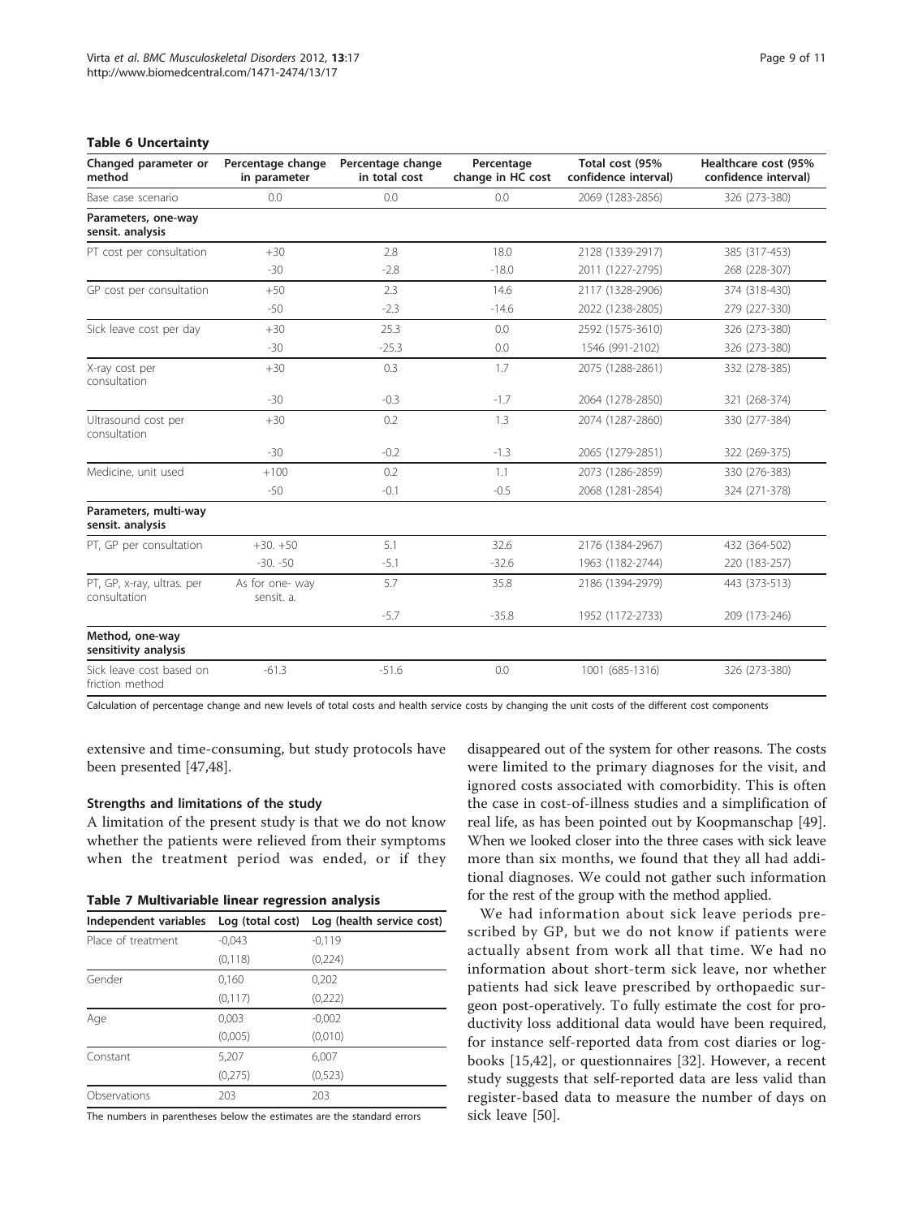**Table 6 Uncertainty**

| Changed parameter or method | Percentage change in parameter | Percentage change in total cost | Percentage change in HC cost | Total cost (95% confidence interval) | Healthcare cost (95% confidence interval) |
|---|---|---|---|---|---|
| Base case scenario | 0.0 | 0.0 | 0.0 | 2069 (1283-2856) | 326 (273-380) |
| **Parameters, one-way sensit. analysis** | | | | | |
| PT cost per consultation | +30 | 2.8 | 18.0 | 2128 (1339-2917) | 385 (317-453) |
| | -30 | -2.8 | -18.0 | 2011 (1227-2795) | 268 (228-307) |
| GP cost per consultation | +50 | 2.3 | 14.6 | 2117 (1328-2906) | 374 (318-430) |
| | -50 | -2.3 | -14.6 | 2022 (1238-2805) | 279 (227-330) |
| Sick leave cost per day | +30 | 25.3 | 0.0 | 2592 (1575-3610) | 326 (273-380) |
| | -30 | -25.3 | 0.0 | 1546 (991-2102) | 326 (273-380) |
| X-ray cost per consultation | +30 | 0.3 | 1.7 | 2075 (1288-2861) | 332 (278-385) |
| | -30 | -0.3 | -1.7 | 2064 (1278-2850) | 321 (268-374) |
| Ultrasound cost per consultation | +30 | 0.2 | 1.3 | 2074 (1287-2860) | 330 (277-384) |
| | -30 | -0.2 | -1.3 | 2065 (1279-2851) | 322 (269-375) |
| Medicine, unit used | +100 | 0.2 | 1.1 | 2073 (1286-2859) | 330 (276-383) |
| | -50 | -0.1 | -0.5 | 2068 (1281-2854) | 324 (271-378) |
| **Parameters, multi-way sensit. analysis** | | | | | |
| PT, GP per consultation | +30. +50 | 5.1 | 32.6 | 2176 (1384-2967) | 432 (364-502) |
| | -30. -50 | -5.1 | -32.6 | 1963 (1182-2744) | 220 (183-257) |
| PT, GP, x-ray, ultras. per consultation | As for one- way sensit. a. | 5.7 | 35.8 | 2186 (1394-2979) | 443 (373-513) |
| | | -5.7 | -35.8 | 1952 (1172-2733) | 209 (173-246) |
| **Method, one-way sensitivity analysis** | | | | | |
| Sick leave cost based on friction method | -61.3 | -51.6 | 0.0 | 1001 (685-1316) | 326 (273-380) |

Calculation of percentage change and new levels of total costs and health service costs by changing the unit costs of the different cost components

extensive and time-consuming, but study protocols have been presented [47,48].

### Strengths and limitations of the study

A limitation of the present study is that we do not know whether the patients were relieved from their symptoms when the treatment period was ended, or if they disappeared out of the system for other reasons. The costs were limited to the primary diagnoses for the visit, and ignored costs associated with comorbidity. This is often the case in cost-of-illness studies and a simplification of real life, as has been pointed out by Koopmanschap [49]. When we looked closer into the three cases with sick leave more than six months, we found that they all had additional diagnoses. We could not gather such information for the rest of the group with the method applied.

**Table 7 Multivariable linear regression analysis**

| Independent variables | Log (total cost) | Log (health service cost) |
|---|---|---|
| Place of treatment | -0,043 | -0,119 |
| | (0,118) | (0,224) |
| Gender | 0,160 | 0,202 |
| | (0,117) | (0,222) |
| Age | 0,003 | -0,002 |
| | (0,005) | (0,010) |
| Constant | 5,207 | 6,007 |
| | (0,275) | (0,523) |
| Observations | 203 | 203 |

The numbers in parentheses below the estimates are the standard errors

We had information about sick leave periods prescribed by GP, but we do not know if patients were actually absent from work all that time. We had no information about short-term sick leave, nor whether patients had sick leave prescribed by orthopaedic surgeon post-operatively. To fully estimate the cost for productivity loss additional data would have been required, for instance self-reported data from cost diaries or logbooks [15,42], or questionnaires [32]. However, a recent study suggests that self-reported data are less valid than register-based data to measure the number of days on sick leave [50].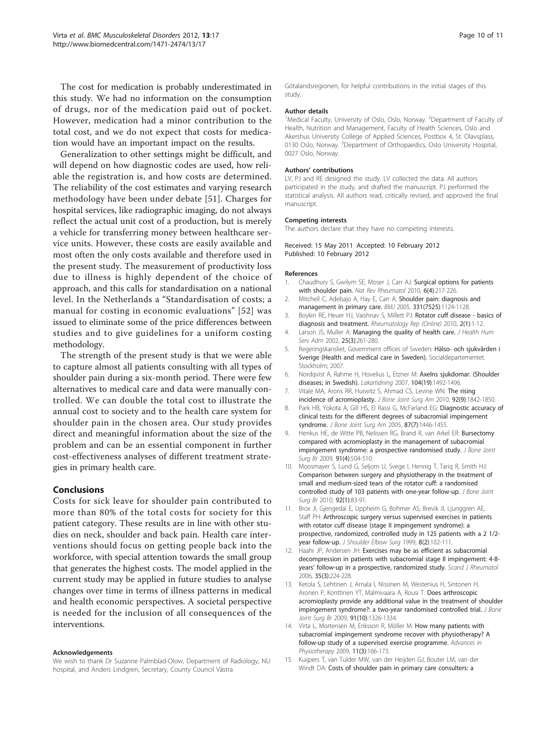The cost for medication is probably underestimated in this study. We had no information on the consumption of drugs, nor of the medication paid out of pocket. However, medication had a minor contribution to the total cost, and we do not expect that costs for medication would have an important impact on the results.

Generalization to other settings might be difficult, and will depend on how diagnostic codes are used, how reliable the registration is, and how costs are determined. The reliability of the cost estimates and varying research methodology have been under debate [51]. Charges for hospital services, like radiographic imaging, do not always reflect the actual unit cost of a production, but is merely a vehicle for transferring money between healthcare service units. However, these costs are easily available and most often the only costs available and therefore used in the present study. The measurement of productivity loss due to illness is highly dependent of the choice of approach, and this calls for standardisation on a national level. In the Netherlands a "Standardisation of costs; a manual for costing in economic evaluations" [52] was issued to eliminate some of the price differences between studies and to give guidelines for a uniform costing methodology.

The strength of the present study is that we were able to capture almost all patients consulting with all types of shoulder pain during a six-month period. There were few alternatives to medical care and data were manually controlled. We can double the total cost to illustrate the annual cost to society and to the health care system for shoulder pain in the chosen area. Our study provides direct and meaningful information about the size of the problem and can be an essential component in further cost-effectiveness analyses of different treatment strategies in primary health care.

## Conclusions

Costs for sick leave for shoulder pain contributed to more than 80% of the total costs for society for this patient category. These results are in line with other studies on neck, shoulder and back pain. Health care interventions should focus on getting people back into the workforce, with special attention towards the small group that generates the highest costs. The model applied in the current study may be applied in future studies to analyse changes over time in terms of illness patterns in medical and health economic perspectives. A societal perspective is needed for the inclusion of all consequences of the interventions.

#### Acknowledgements

We wish to thank Dr Suzanne Palmblad-Olow, Department of Radiology, NU hospital, and Anders Lindgren, Secretary, County Council Västra Götalandsregionen, for helpful contributions in the initial stages of this study.

#### Author details

[1]Medical Faculty, University of Oslo, Oslo, Norway. [2]Department of Faculty of Health, Nutrition and Management, Faculty of Health Sciences, Oslo and Akershus University College of Applied Sciences, Postbox 4, St. Olavsplass, 0130 Oslo, Norway. [3]Department of Orthopaedics, Oslo University Hospital, 0027 Oslo, Norway.

#### Authors' contributions

LV, PJ and RE designed the study. LV collected the data. All authors participated in the study, and drafted the manuscript. PJ performed the statistical analysis. All authors read, critically revised, and approved the final manuscript.

#### Competing interests

The authors declare that they have no competing interests.

Received: 15 May 2011 Accepted: 10 February 2012
Published: 10 February 2012

#### References

1. Chaudhury S, Gwilym SE, Moser J, Carr AJ: **Surgical options for patients with shoulder pain.** *Nat Rev Rheumatol* 2010, **6(4)**:217-226.
2. Mitchell C, Adebajo A, Hay E, Carr A: **Shoulder pain: diagnosis and management in primary care.** *BMJ* 2005, **331(7525)**:1124-1128.
3. Boykin RE, Heuer HJ, Vaishnav S, Millett PJ: **Rotator cuff disease - basics of diagnosis and treatment.** *Rheumatology Rep (Online)* 2010, **2(1)**:1-12.
4. Larson JS, Muller A: **Managing the quality of health care.** *J Health Hum Serv Adm* 2002, **25(3)**:261-280.
5. Regeringskansliet, Government offices of Sweden: **Hälso- och sjukvården i Sverige (Health and medical care in Sweden).** Socialdepartementet. Stockholm; 2007.
6. Nordqvist A, Rahme H, Hovelius L, Etzner M: **Axelns sjukdomar. (Shoulder diseases; in Swedish).** *Lakartidning* 2007, **104(19)**:1492-1496.
7. Vitale MA, Arons RR, Hurwitz S, Ahmad CS, Levine WN: **The rising incidence of acromioplasty.** *J Bone Joint Surg Am* 2010, **92(9)**:1842-1850.
8. Park HB, Yokota A, Gill HS, El Rassi G, McFarland EG: **Diagnostic accuracy of clinical tests for the different degrees of subacromial impingement syndrome.** *J Bone Joint Surg Am* 2005, **87(7)**:1446-1455.
9. Henkus HE, de Witte PB, Nelissen RG, Brand R, van Arkel ER: **Bursectomy compared with acromioplasty in the management of subacromial impingement syndrome: a prospective randomised study.** *J Bone Joint Surg Br* 2009, **91(4)**:504-510.
10. Moosmayer S, Lund G, Seljom U, Svege I, Hennig T, Tariq R, Smith HJ: **Comparison between surgery and physiotherapy in the treatment of small and medium-sized tears of the rotator cuff: a randomised controlled study of 103 patients with one-year follow-up.** *J Bone Joint Surg Br* 2010, **92(1)**:83-91.
11. Brox JI, Gjengedal E, Uppheim G, Bohmer AS, Brevik JI, Ljunggren AE, Staff PH: **Arthroscopic surgery versus supervised exercises in patients with rotator cuff disease (stage II impingement syndrome): a prospective, randomized, controlled study in 125 patients with a 2 1/2-year follow-up.** *J Shoulder Elbow Surg* 1999, **8(2)**:102-111.
12. Haahr JP, Andersen JH: **Exercises may be as efficient as subacromial decompression in patients with subacromial stage II impingement: 4-8-years' follow-up in a prospective, randomized study.** *Scand J Rheumatol* 2006, **35(3)**:224-228.
13. Ketola S, Lehtinen J, Arnala I, Nissinen M, Westenius H, Sintonen H, Aronen P, Konttinen YT, Malmivaara A, Rousi T: **Does arthroscopic acromioplasty provide any additional value in the treatment of shoulder impingement syndrome?: a two-year randomised controlled trial.** *J Bone Joint Surg Br* 2009, **91(10)**:1326-1334.
14. Virta L, Mortensen M, Eriksson R, Möller M: **How many patients with subacromial impingement syndrome recover with physiotherapy? A follow-up study of a supervised exercise programme.** *Advances in Physiotherapy* 2009, **11(3)**:166-173.
15. Kuijpers T, van Tulder MW, van der Heijden GJ, Bouter LM, van der Windt DA: **Costs of shoulder pain in primary care consulters: a**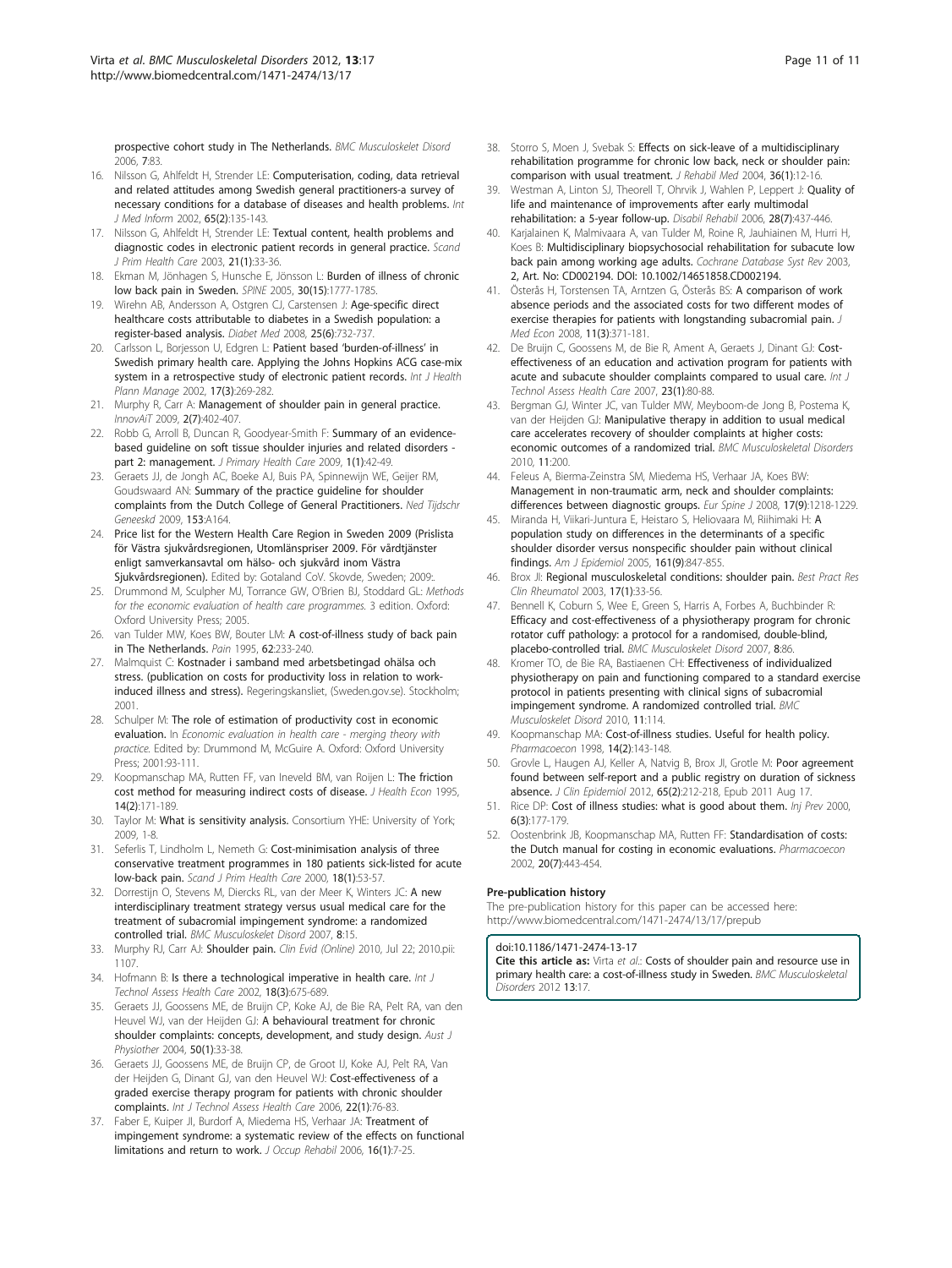prospective cohort study in The Netherlands. *BMC Musculoskelet Disord* 2006, 7:83.

16. Nilsson G, Ahlfeldt H, Strender LE: **Computerisation, coding, data retrieval and related attitudes among Swedish general practitioners-a survey of necessary conditions for a database of diseases and health problems.** *Int J Med Inform* 2002, 65(2):135-143.
17. Nilsson G, Ahlfeldt H, Strender LE: **Textual content, health problems and diagnostic codes in electronic patient records in general practice.** *Scand J Prim Health Care* 2003, 21(1):33-36.
18. Ekman M, Jönhagen S, Hunsche E, Jönsson L: **Burden of illness of chronic low back pain in Sweden.** *SPINE* 2005, 30(15):1777-1785.
19. Wirehn AB, Andersson A, Ostgren CJ, Carstensen J: **Age-specific direct healthcare costs attributable to diabetes in a Swedish population: a register-based analysis.** *Diabet Med* 2008, 25(6):732-737.
20. Carlsson L, Borjesson U, Edgren L: **Patient based 'burden-of-illness' in Swedish primary health care. Applying the Johns Hopkins ACG case-mix system in a retrospective study of electronic patient records.** *Int J Health Plann Manage* 2002, 17(3):269-282.
21. Murphy R, Carr A: **Management of shoulder pain in general practice.** *InnovAiT* 2009, 2(7):402-407.
22. Robb G, Arroll B, Duncan R, Goodyear-Smith F: **Summary of an evidence-based guideline on soft tissue shoulder injuries and related disorders - part 2: management.** *J Primary Health Care* 2009, 1(1):42-49.
23. Geraets JJ, de Jongh AC, Boeke AJ, Buis PA, Spinnewijn WE, Geijer RM, Goudswaard AN: **Summary of the practice guideline for shoulder complaints from the Dutch College of General Practitioners.** *Ned Tijdschr Geneeskd* 2009, 153:A164.
24. **Price list for the Western Health Care Region in Sweden 2009 (Prislista för Västra sjukvårdsregionen, Utomlänspriser 2009. För vårdtjänster enligt samverkansavtal om hälso- och sjukvård inom Västra Sjukvårdsregionen).** Edited by: Gotaland CoV. Skovde, Sweden; 2009:.
25. Drummond M, Sculpher MJ, Torrance GW, O'Brien BJ, Stoddard GL: *Methods for the economic evaluation of health care programmes.* 3 edition. Oxford: Oxford University Press; 2005.
26. van Tulder MW, Koes BW, Bouter LM: **A cost-of-illness study of back pain in The Netherlands.** *Pain* 1995, 62:233-240.
27. Malmquist C: **Kostnader i samband med arbetsbetingad ohälsa och stress. (publication on costs for productivity loss in relation to work-induced illness and stress).** Regeringskansliet, (Sweden.gov.se). Stockholm; 2001.
28. Schulper M: **The role of estimation of productivity cost in economic evaluation.** In *Economic evaluation in health care - merging theory with practice.* Edited by: Drummond M, McGuire A. Oxford: Oxford University Press; 2001:93-111.
29. Koopmanschap MA, Rutten FF, van Ineveld BM, van Roijen L: **The friction cost method for measuring indirect costs of disease.** *J Health Econ* 1995, 14(2):171-189.
30. Taylor M: **What is sensitivity analysis.** Consortium YHE: University of York; 2009, 1-8.
31. Seferlis T, Lindholm L, Nemeth G: **Cost-minimisation analysis of three conservative treatment programmes in 180 patients sick-listed for acute low-back pain.** *Scand J Prim Health Care* 2000, 18(1):53-57.
32. Dorrestijn O, Stevens M, Diercks RL, van der Meer K, Winters JC: **A new interdisciplinary treatment strategy versus usual medical care for the treatment of subacromial impingement syndrome: a randomized controlled trial.** *BMC Musculoskelet Disord* 2007, 8:15.
33. Murphy RJ, Carr AJ: **Shoulder pain.** *Clin Evid (Online)* 2010, Jul 22; 2010.pii: 1107.
34. Hofmann B: **Is there a technological imperative in health care.** *Int J Technol Assess Health Care* 2002, 18(3):675-689.
35. Geraets JJ, Goossens ME, de Bruijn CP, Koke AJ, de Bie RA, Pelt RA, van den Heuvel WJ, van der Heijden GJ: **A behavioural treatment for chronic shoulder complaints: concepts, development, and study design.** *Aust J Physiother* 2004, 50(1):33-38.
36. Geraets JJ, Goossens ME, de Bruijn CP, de Groot IJ, Koke AJ, Pelt RA, Van der Heijden G, Dinant GJ, van den Heuvel WJ: **Cost-effectiveness of a graded exercise therapy program for patients with chronic shoulder complaints.** *Int J Technol Assess Health Care* 2006, 22(1):76-83.
37. Faber E, Kuiper JI, Burdorf A, Miedema HS, Verhaar JA: **Treatment of impingement syndrome: a systematic review of the effects on functional limitations and return to work.** *J Occup Rehabil* 2006, 16(1):7-25.
38. Storro S, Moen J, Svebak S: **Effects on sick-leave of a multidisciplinary rehabilitation programme for chronic low back, neck or shoulder pain: comparison with usual treatment.** *J Rehabil Med* 2004, 36(1):12-16.
39. Westman A, Linton SJ, Theorell T, Ohrvik J, Wahlen P, Leppert J: **Quality of life and maintenance of improvements after early multimodal rehabilitation: a 5-year follow-up.** *Disabil Rehabil* 2006, 28(7):437-446.
40. Karjalainen K, Malmivaara A, van Tulder M, Roine R, Jauhiainen M, Hurri H, Koes B: **Multidisciplinary biopsychosocial rehabilitation for subacute low back pain among working age adults.** *Cochrane Database Syst Rev* 2003, 2, Art. No: CD002194. DOI: 10.1002/14651858.CD002194.
41. Österås H, Torstensen TA, Arntzen G, Österås BS: **A comparison of work absence periods and the associated costs for two different modes of exercise therapies for patients with longstanding subacromial pain.** *J Med Econ* 2008, 11(3):371-181.
42. De Bruijn C, Goossens M, de Bie R, Ament A, Geraets J, Dinant GJ: **Cost-effectiveness of an education and activation program for patients with acute and subacute shoulder complaints compared to usual care.** *Int J Technol Assess Health Care* 2007, 23(1):80-88.
43. Bergman GJ, Winter JC, van Tulder MW, Meyboom-de Jong B, Postema K, van der Heijden GJ: **Manipulative therapy in addition to usual medical care accelerates recovery of shoulder complaints at higher costs: economic outcomes of a randomized trial.** *BMC Musculoskeletal Disorders* 2010, 11:200.
44. Feleus A, Bierma-Zeinstra SM, Miedema HS, Verhaar JA, Koes BW: **Management in non-traumatic arm, neck and shoulder complaints: differences between diagnostic groups.** *Eur Spine J* 2008, 17(9):1218-1229.
45. Miranda H, Viikari-Juntura E, Heistaro S, Heliovaara M, Riihimaki H: **A population study on differences in the determinants of a specific shoulder disorder versus nonspecific shoulder pain without clinical findings.** *Am J Epidemiol* 2005, 161(9):847-855.
46. Brox JI: **Regional musculoskeletal conditions: shoulder pain.** *Best Pract Res Clin Rheumatol* 2003, 17(1):33-56.
47. Bennell K, Coburn S, Wee E, Green S, Harris A, Forbes A, Buchbinder R: **Efficacy and cost-effectiveness of a physiotherapy program for chronic rotator cuff pathology: a protocol for a randomised, double-blind, placebo-controlled trial.** *BMC Musculoskelet Disord* 2007, 8:86.
48. Kromer TO, de Bie RA, Bastiaenen CH: **Effectiveness of individualized physiotherapy on pain and functioning compared to a standard exercise protocol in patients presenting with clinical signs of subacromial impingement syndrome. A randomized controlled trial.** *BMC Musculoskelet Disord* 2010, 11:114.
49. Koopmanschap MA: **Cost-of-illness studies. Useful for health policy.** *Pharmacoecon* 1998, 14(2):143-148.
50. Grovle L, Haugen AJ, Keller A, Natvig B, Brox JI, Grotle M: **Poor agreement found between self-report and a public registry on duration of sickness absence.** *J Clin Epidemiol* 2012, 65(2):212-218, Epub 2011 Aug 17.
51. Rice DP: **Cost of illness studies: what is good about them.** *Inj Prev* 2000, 6(3):177-179.
52. Oostenbrink JB, Koopmanschap MA, Rutten FF: **Standardisation of costs: the Dutch manual for costing in economic evaluations.** *Pharmacoecon* 2002, 20(7):443-454.

### Pre-publication history

The pre-publication history for this paper can be accessed here: http://www.biomedcentral.com/1471-2474/13/17/prepub

doi:10.1186/1471-2474-13-17

**Cite this article as:** Virta *et al.*: Costs of shoulder pain and resource use in primary health care: a cost-of-illness study in Sweden. *BMC Musculoskeletal Disorders* 2012 13:17.